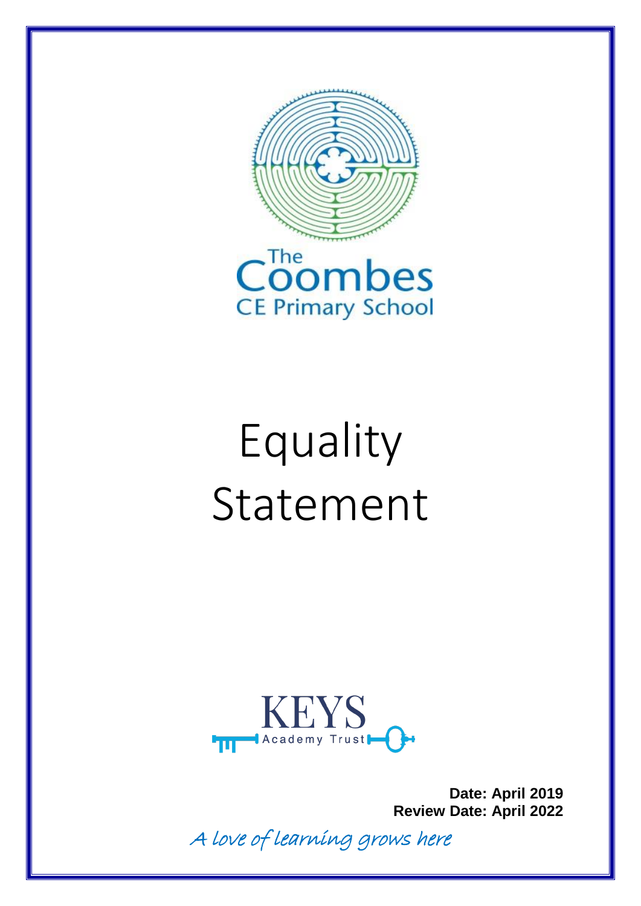The Coombes CE Primary School

# Equality Statement

KEYS Academy Trust

**Date: April 2019**
**Review Date: April 2022**

*A love of learning grows here*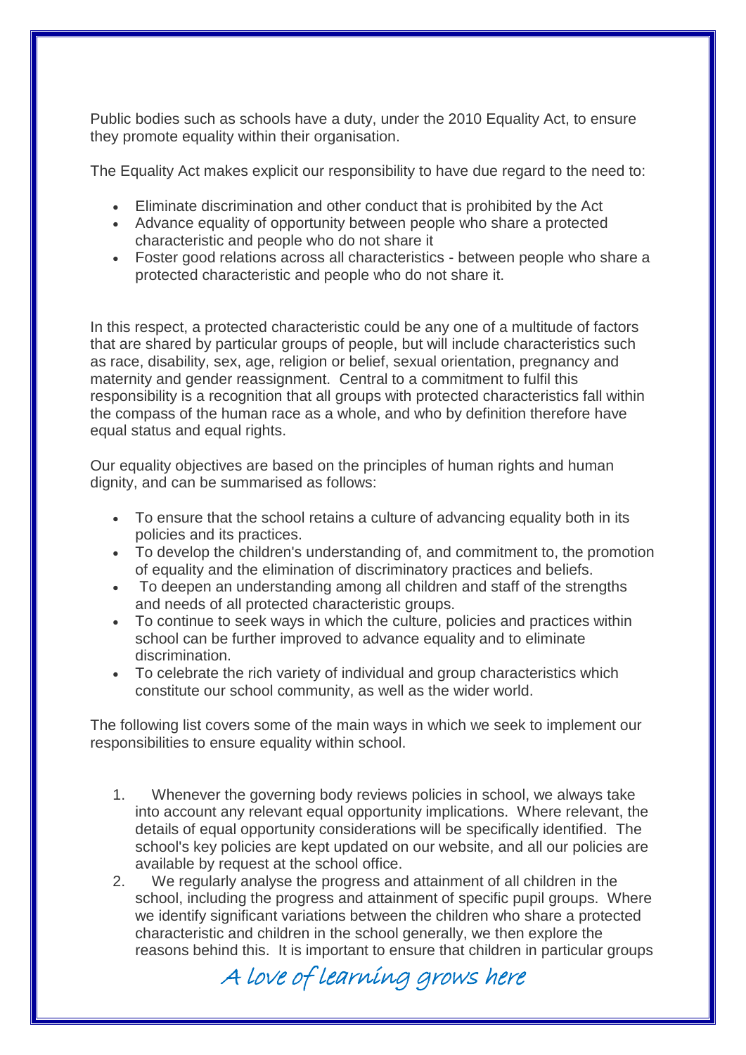Public bodies such as schools have a duty, under the 2010 Equality Act, to ensure they promote equality within their organisation.

The Equality Act makes explicit our responsibility to have due regard to the need to:

- Eliminate discrimination and other conduct that is prohibited by the Act
- Advance equality of opportunity between people who share a protected characteristic and people who do not share it
- Foster good relations across all characteristics - between people who share a protected characteristic and people who do not share it.

In this respect, a protected characteristic could be any one of a multitude of factors that are shared by particular groups of people, but will include characteristics such as race, disability, sex, age, religion or belief, sexual orientation, pregnancy and maternity and gender reassignment. Central to a commitment to fulfil this responsibility is a recognition that all groups with protected characteristics fall within the compass of the human race as a whole, and who by definition therefore have equal status and equal rights.

Our equality objectives are based on the principles of human rights and human dignity, and can be summarised as follows:

- To ensure that the school retains a culture of advancing equality both in its policies and its practices.
- To develop the children's understanding of, and commitment to, the promotion of equality and the elimination of discriminatory practices and beliefs.
- To deepen an understanding among all children and staff of the strengths and needs of all protected characteristic groups.
- To continue to seek ways in which the culture, policies and practices within school can be further improved to advance equality and to eliminate discrimination.
- To celebrate the rich variety of individual and group characteristics which constitute our school community, as well as the wider world.

The following list covers some of the main ways in which we seek to implement our responsibilities to ensure equality within school.

1. Whenever the governing body reviews policies in school, we always take into account any relevant equal opportunity implications. Where relevant, the details of equal opportunity considerations will be specifically identified. The school's key policies are kept updated on our website, and all our policies are available by request at the school office.
2. We regularly analyse the progress and attainment of all children in the school, including the progress and attainment of specific pupil groups. Where we identify significant variations between the children who share a protected characteristic and children in the school generally, we then explore the reasons behind this. It is important to ensure that children in particular groups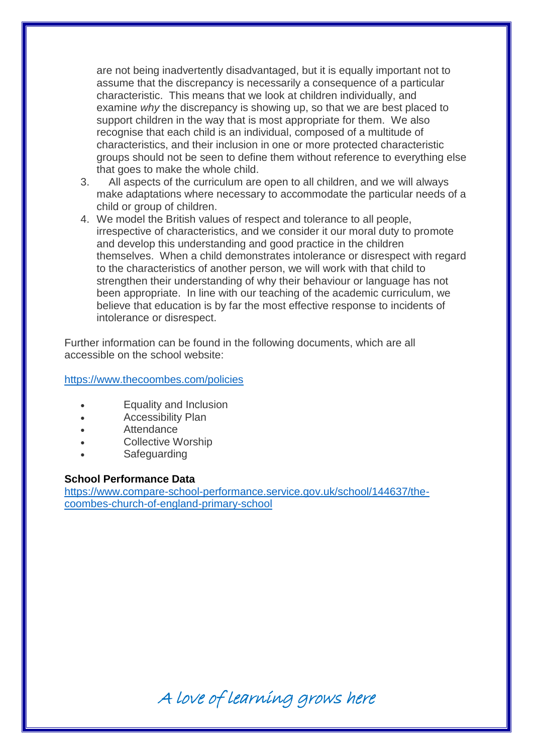are not being inadvertently disadvantaged, but it is equally important not to assume that the discrepancy is necessarily a consequence of a particular characteristic. This means that we look at children individually, and examine *why* the discrepancy is showing up, so that we are best placed to support children in the way that is most appropriate for them. We also recognise that each child is an individual, composed of a multitude of characteristics, and their inclusion in one or more protected characteristic groups should not be seen to define them without reference to everything else that goes to make the whole child.

3. All aspects of the curriculum are open to all children, and we will always make adaptations where necessary to accommodate the particular needs of a child or group of children.
4. We model the British values of respect and tolerance to all people, irrespective of characteristics, and we consider it our moral duty to promote and develop this understanding and good practice in the children themselves. When a child demonstrates intolerance or disrespect with regard to the characteristics of another person, we will work with that child to strengthen their understanding of why their behaviour or language has not been appropriate. In line with our teaching of the academic curriculum, we believe that education is by far the most effective response to incidents of intolerance or disrespect.

Further information can be found in the following documents, which are all accessible on the school website:

https://www.thecoombes.com/policies

- Equality and Inclusion
- Accessibility Plan
- Attendance
- Collective Worship
- Safeguarding

**School Performance Data**
https://www.compare-school-performance.service.gov.uk/school/144637/the-coombes-church-of-england-primary-school

*A love of learning grows here*